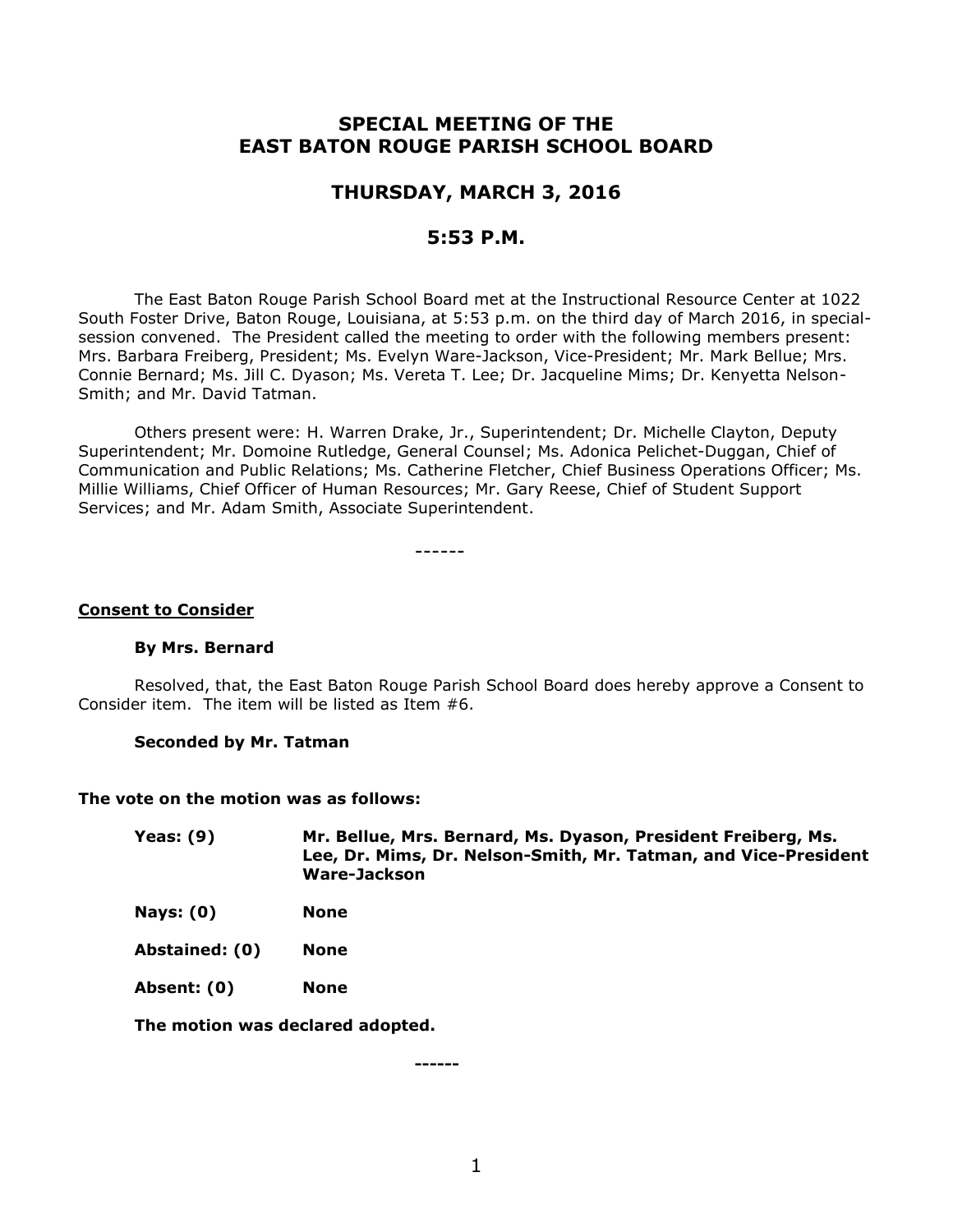# SPECIAL MEETING OF THE EAST BATON ROUGE PARISH SCHOOL BOARD

## THURSDAY, MARCH 3, 2016

## 5:53 P.M.

The East Baton Rouge Parish School Board met at the Instructional Resource Center at 1022 South Foster Drive, Baton Rouge, Louisiana, at 5:53 p.m. on the third day of March 2016, in special-session convened. The President called the meeting to order with the following members present: Mrs. Barbara Freiberg, President; Ms. Evelyn Ware-Jackson, Vice-President; Mr. Mark Bellue; Mrs. Connie Bernard; Ms. Jill C. Dyason; Ms. Vereta T. Lee; Dr. Jacqueline Mims; Dr. Kenyetta Nelson-Smith; and Mr. David Tatman.

Others present were: H. Warren Drake, Jr., Superintendent; Dr. Michelle Clayton, Deputy Superintendent; Mr. Domoine Rutledge, General Counsel; Ms. Adonica Pelichet-Duggan, Chief of Communication and Public Relations; Ms. Catherine Fletcher, Chief Business Operations Officer; Ms. Millie Williams, Chief Officer of Human Resources; Mr. Gary Reese, Chief of Student Support Services; and Mr. Adam Smith, Associate Superintendent.

------

**Consent to Consider**

**By Mrs. Bernard**

Resolved, that, the East Baton Rouge Parish School Board does hereby approve a Consent to Consider item. The item will be listed as Item #6.

**Seconded by Mr. Tatman**

**The vote on the motion was as follows:**

| | |
|---|---|
| **Yeas: (9)** | **Mr. Bellue, Mrs. Bernard, Ms. Dyason, President Freiberg, Ms. Lee, Dr. Mims, Dr. Nelson-Smith, Mr. Tatman, and Vice-President Ware-Jackson** |
| **Nays: (0)** | **None** |
| **Abstained: (0)** | **None** |
| **Absent: (0)** | **None** |

**The motion was declared adopted.**

**------**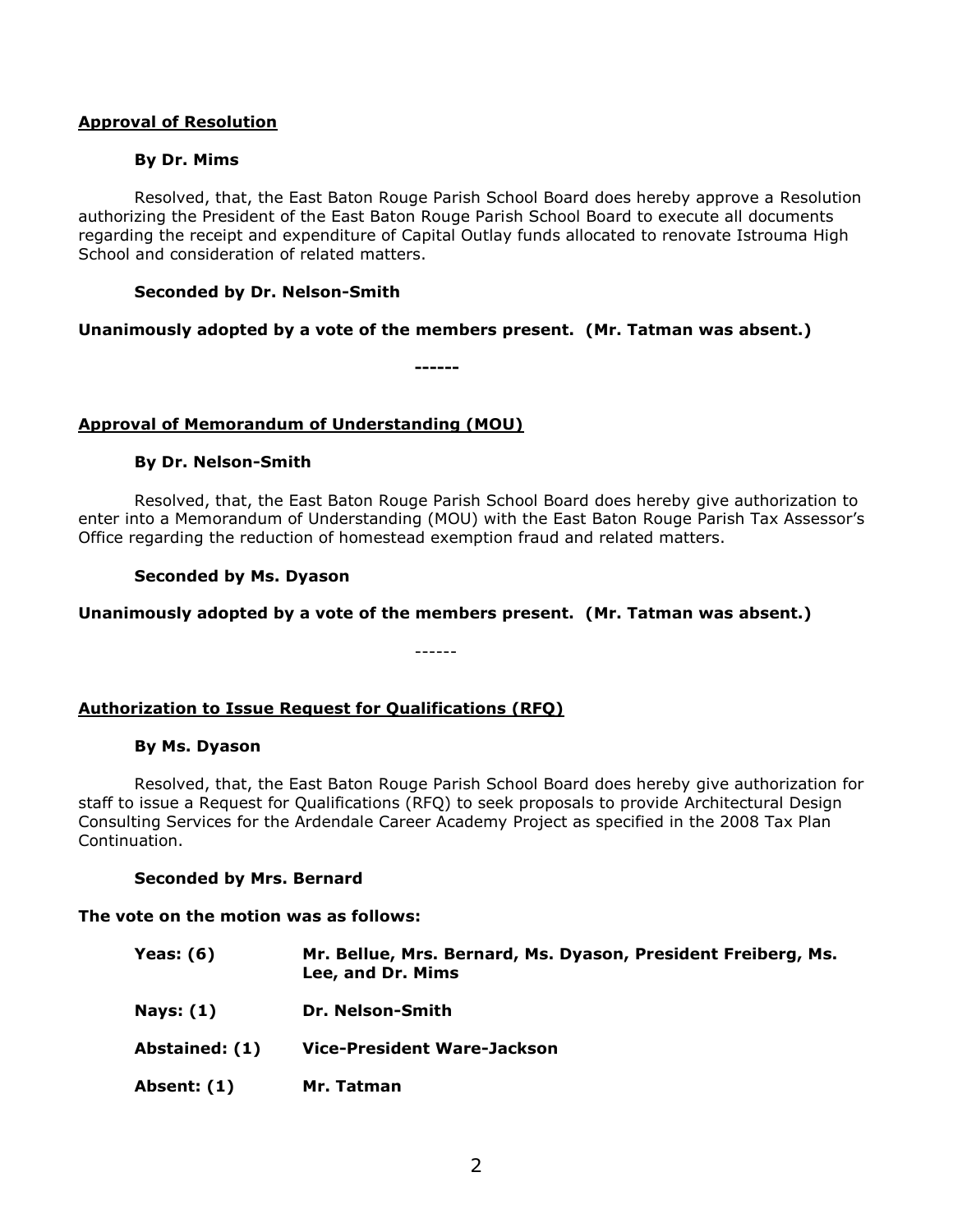**Approval of Resolution**

**By Dr. Mims**

Resolved, that, the East Baton Rouge Parish School Board does hereby approve a Resolution authorizing the President of the East Baton Rouge Parish School Board to execute all documents regarding the receipt and expenditure of Capital Outlay funds allocated to renovate Istrouma High School and consideration of related matters.

**Seconded by Dr. Nelson-Smith**

**Unanimously adopted by a vote of the members present. (Mr. Tatman was absent.)**

**------**

**Approval of Memorandum of Understanding (MOU)**

**By Dr. Nelson-Smith**

Resolved, that, the East Baton Rouge Parish School Board does hereby give authorization to enter into a Memorandum of Understanding (MOU) with the East Baton Rouge Parish Tax Assessor's Office regarding the reduction of homestead exemption fraud and related matters.

**Seconded by Ms. Dyason**

**Unanimously adopted by a vote of the members present. (Mr. Tatman was absent.)**

------

**Authorization to Issue Request for Qualifications (RFQ)**

**By Ms. Dyason**

Resolved, that, the East Baton Rouge Parish School Board does hereby give authorization for staff to issue a Request for Qualifications (RFQ) to seek proposals to provide Architectural Design Consulting Services for the Ardendale Career Academy Project as specified in the 2008 Tax Plan Continuation.

**Seconded by Mrs. Bernard**

**The vote on the motion was as follows:**

| | |
|---|---|
| **Yeas: (6)** | **Mr. Bellue, Mrs. Bernard, Ms. Dyason, President Freiberg, Ms. Lee, and Dr. Mims** |
| **Nays: (1)** | **Dr. Nelson-Smith** |
| **Abstained: (1)** | **Vice-President Ware-Jackson** |
| **Absent: (1)** | **Mr. Tatman** |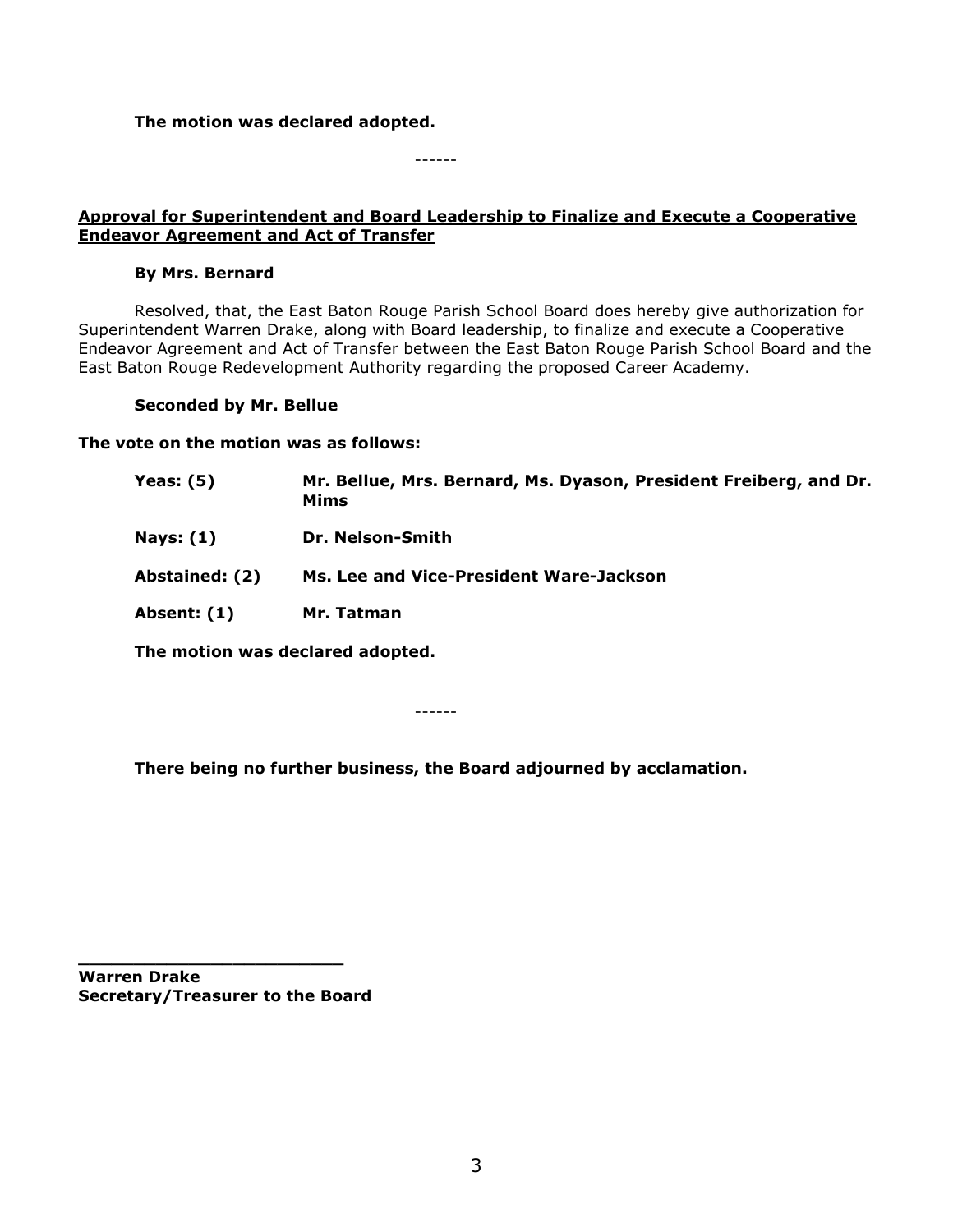**The motion was declared adopted.**

------

**<u>Approval for Superintendent and Board Leadership to Finalize and Execute a Cooperative Endeavor Agreement and Act of Transfer</u>**

**By Mrs. Bernard**

Resolved, that, the East Baton Rouge Parish School Board does hereby give authorization for Superintendent Warren Drake, along with Board leadership, to finalize and execute a Cooperative Endeavor Agreement and Act of Transfer between the East Baton Rouge Parish School Board and the East Baton Rouge Redevelopment Authority regarding the proposed Career Academy.

**Seconded by Mr. Bellue**

**The vote on the motion was as follows:**

| | |
|---|---|
| **Yeas: (5)** | **Mr. Bellue, Mrs. Bernard, Ms. Dyason, President Freiberg, and Dr. Mims** |
| **Nays: (1)** | **Dr. Nelson-Smith** |
| **Abstained: (2)** | **Ms. Lee and Vice-President Ware-Jackson** |
| **Absent: (1)** | **Mr. Tatman** |

**The motion was declared adopted.**

------

**There being no further business, the Board adjourned by acclamation.**

\_\_\_\_\_\_\_\_\_\_\_\_\_\_\_\_\_\_\_\_\_\_\_\_\_\_

**Warren Drake**
**Secretary/Treasurer to the Board**